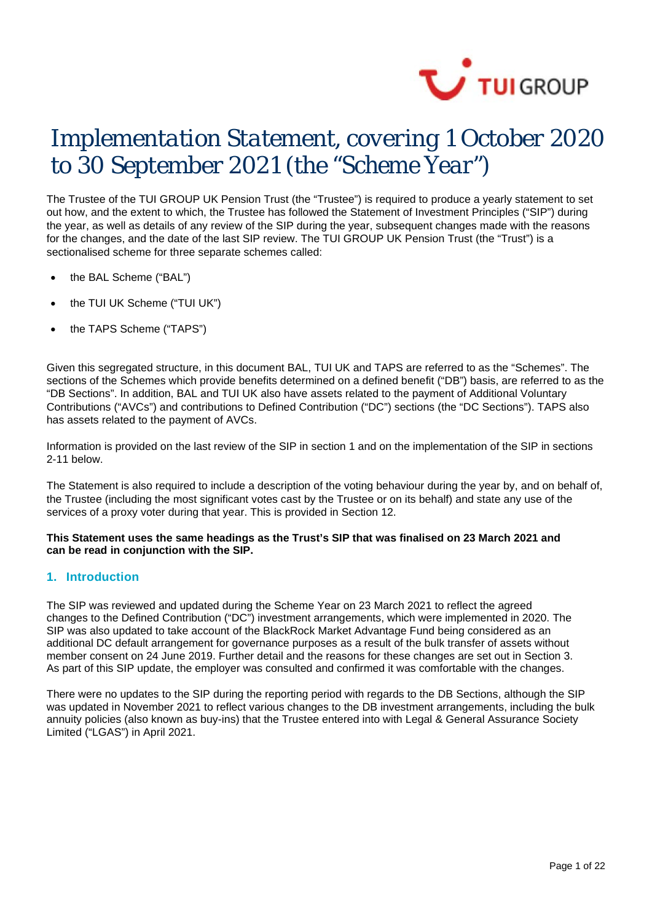# Implementation Statement, covering 1 October 2020 to 30 September 2021 (the "Scheme Year")

The Trustee of the TUI GROUP UK Pension Trust (the "Trustee") is required to produce a yearly statement to set out how, and the extent to which, the Trustee has followed the Statement of Investment Principles ("SIP") during the year, as well as details of any review of the SIP during the year, subsequent changes made with the reasons for the changes, and the date of the last SIP review. The TUI GROUP UK Pension Trust (the "Trust") is a sectionalised scheme for three separate schemes called:

- the BAL Scheme ("BAL")
- the TUI UK Scheme ("TUI UK")
- the TAPS Scheme ("TAPS")

Given this segregated structure, in this document BAL, TUI UK and TAPS are referred to as the "Schemes". The sections of the Schemes which provide benefits determined on a defined benefit ("DB") basis, are referred to as the "DB Sections". In addition, BAL and TUI UK also have assets related to the payment of Additional Voluntary Contributions ("AVCs") and contributions to Defined Contribution ("DC") sections (the "DC Sections"). TAPS also has assets related to the payment of AVCs.

Information is provided on the last review of the SIP in section 1 and on the implementation of the SIP in sections 2-11 below.

The Statement is also required to include a description of the voting behaviour during the year by, and on behalf of, the Trustee (including the most significant votes cast by the Trustee or on its behalf) and state any use of the services of a proxy voter during that year. This is provided in Section 12.

**This Statement uses the same headings as the Trust's SIP that was finalised on 23 March 2021 and can be read in conjunction with the SIP.**

## 1. Introduction

The SIP was reviewed and updated during the Scheme Year on 23 March 2021 to reflect the agreed changes to the Defined Contribution ("DC") investment arrangements, which were implemented in 2020. The SIP was also updated to take account of the BlackRock Market Advantage Fund being considered as an additional DC default arrangement for governance purposes as a result of the bulk transfer of assets without member consent on 24 June 2019. Further detail and the reasons for these changes are set out in Section 3. As part of this SIP update, the employer was consulted and confirmed it was comfortable with the changes.

There were no updates to the SIP during the reporting period with regards to the DB Sections, although the SIP was updated in November 2021 to reflect various changes to the DB investment arrangements, including the bulk annuity policies (also known as buy-ins) that the Trustee entered into with Legal & General Assurance Society Limited ("LGAS") in April 2021.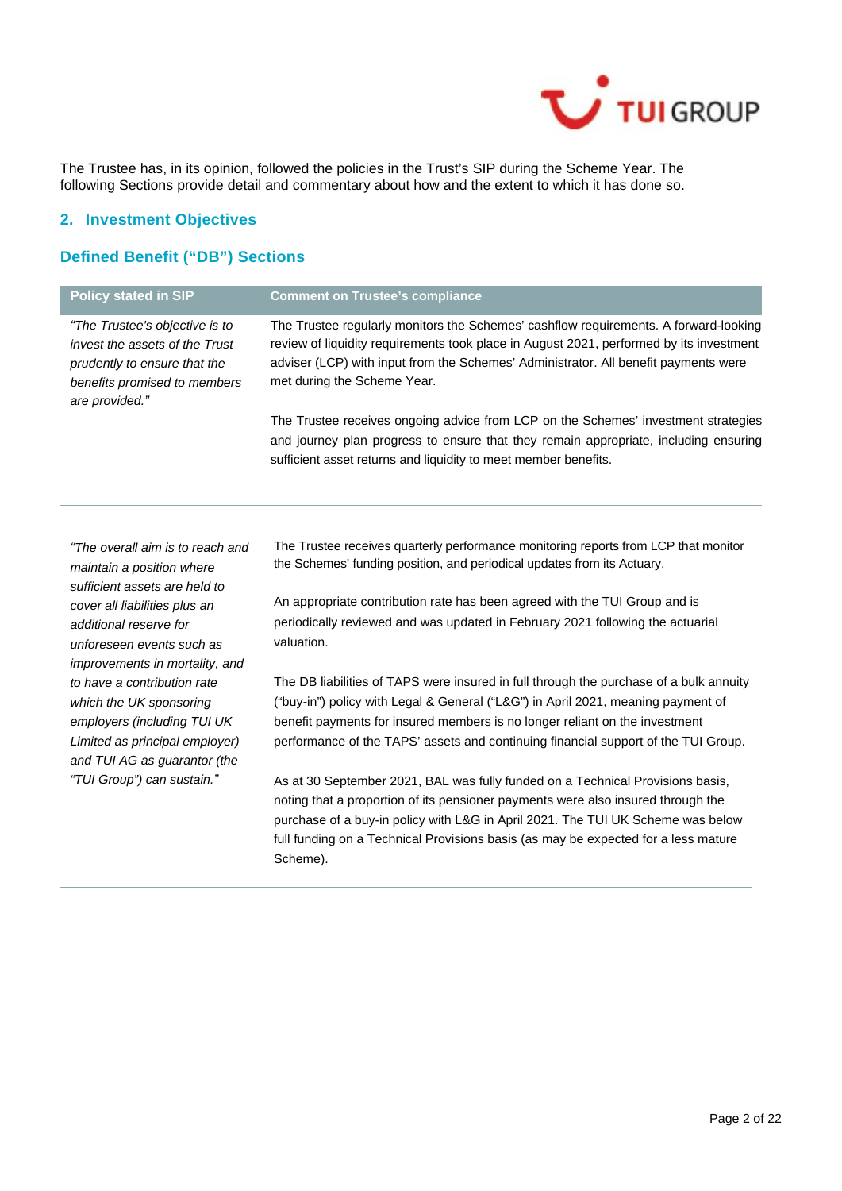The Trustee has, in its opinion, followed the policies in the Trust's SIP during the Scheme Year. The following Sections provide detail and commentary about how and the extent to which it has done so.

## 2. Investment Objectives

### Defined Benefit ("DB") Sections

| Policy stated in SIP | Comment on Trustee's compliance |
|---|---|
| *"The Trustee's objective is to invest the assets of the Trust prudently to ensure that the benefits promised to members are provided."* | The Trustee regularly monitors the Schemes' cashflow requirements. A forward-looking review of liquidity requirements took place in August 2021, performed by its investment adviser (LCP) with input from the Schemes' Administrator. All benefit payments were met during the Scheme Year.<br><br>The Trustee receives ongoing advice from LCP on the Schemes' investment strategies and journey plan progress to ensure that they remain appropriate, including ensuring sufficient asset returns and liquidity to meet member benefits. |
| *"The overall aim is to reach and maintain a position where sufficient assets are held to cover all liabilities plus an additional reserve for unforeseen events such as improvements in mortality, and to have a contribution rate which the UK sponsoring employers (including TUI UK Limited as principal employer) and TUI AG as guarantor (the "TUI Group") can sustain."* | The Trustee receives quarterly performance monitoring reports from LCP that monitor the Schemes' funding position, and periodical updates from its Actuary.<br><br>An appropriate contribution rate has been agreed with the TUI Group and is periodically reviewed and was updated in February 2021 following the actuarial valuation.<br><br>The DB liabilities of TAPS were insured in full through the purchase of a bulk annuity ("buy-in") policy with Legal & General ("L&G") in April 2021, meaning payment of benefit payments for insured members is no longer reliant on the investment performance of the TAPS' assets and continuing financial support of the TUI Group.<br><br>As at 30 September 2021, BAL was fully funded on a Technical Provisions basis, noting that a proportion of its pensioner payments were also insured through the purchase of a buy-in policy with L&G in April 2021. The TUI UK Scheme was below full funding on a Technical Provisions basis (as may be expected for a less mature Scheme). |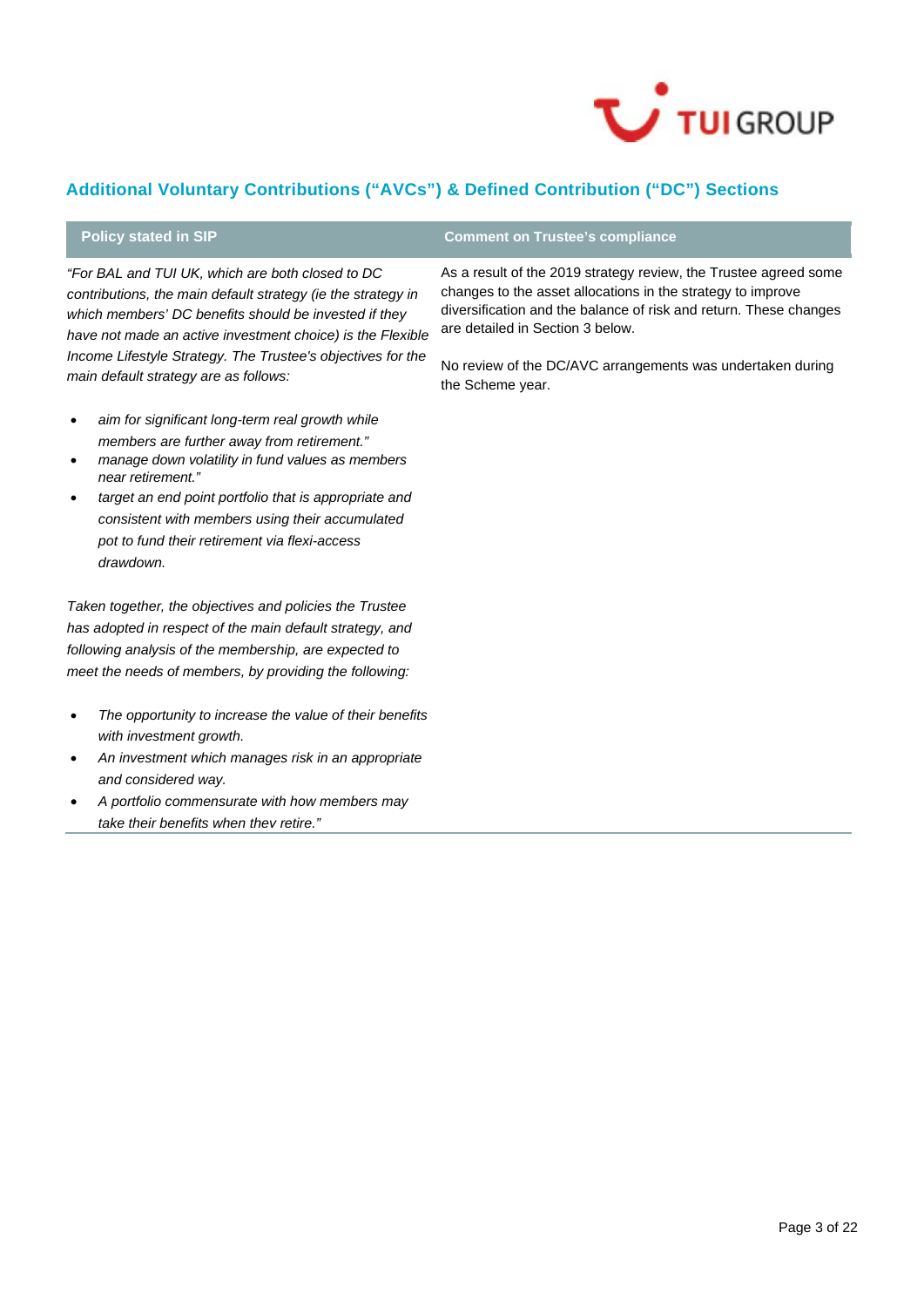## Additional Voluntary Contributions ("AVCs") & Defined Contribution ("DC") Sections

| Policy stated in SIP | Comment on Trustee's compliance |
|---|---|
| *"For BAL and TUI UK, which are both closed to DC contributions, the main default strategy (ie the strategy in which members' DC benefits should be invested if they have not made an active investment choice) is the Flexible Income Lifestyle Strategy. The Trustee's objectives for the main default strategy are as follows:*<br><br>• *aim for significant long-term real growth while members are further away from retirement."*<br>• *manage down volatility in fund values as members near retirement."*<br>• *target an end point portfolio that is appropriate and consistent with members using their accumulated pot to fund their retirement via flexi-access drawdown.*<br><br>*Taken together, the objectives and policies the Trustee has adopted in respect of the main default strategy, and following analysis of the membership, are expected to meet the needs of members, by providing the following:*<br><br>• *The opportunity to increase the value of their benefits with investment growth.*<br>• *An investment which manages risk in an appropriate and considered way.*<br>• *A portfolio commensurate with how members may take their benefits when thev retire."* | As a result of the 2019 strategy review, the Trustee agreed some changes to the asset allocations in the strategy to improve diversification and the balance of risk and return. These changes are detailed in Section 3 below.<br><br>No review of the DC/AVC arrangements was undertaken during the Scheme year. |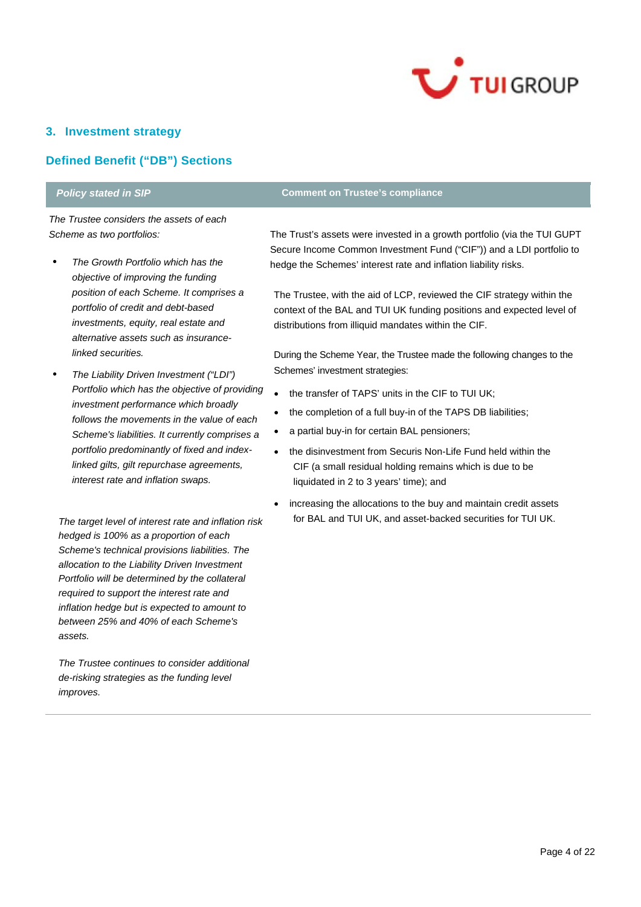## 3. Investment strategy

## Defined Benefit ("DB") Sections

| *Policy stated in SIP* | Comment on Trustee's compliance |
|---|---|
| *The Trustee considers the assets of each Scheme as two portfolios:*<br><br>• *The Growth Portfolio which has the objective of improving the funding position of each Scheme. It comprises a portfolio of credit and debt-based investments, equity, real estate and alternative assets such as insurance-linked securities.*<br>• *The Liability Driven Investment ("LDI") Portfolio which has the objective of providing investment performance which broadly follows the movements in the value of each Scheme's liabilities. It currently comprises a portfolio predominantly of fixed and index-linked gilts, gilt repurchase agreements, interest rate and inflation swaps.*<br><br>*The target level of interest rate and inflation risk hedged is 100% as a proportion of each Scheme's technical provisions liabilities. The allocation to the Liability Driven Investment Portfolio will be determined by the collateral required to support the interest rate and inflation hedge but is expected to amount to between 25% and 40% of each Scheme's assets.*<br><br>*The Trustee continues to consider additional de-risking strategies as the funding level improves.* | The Trust's assets were invested in a growth portfolio (via the TUI GUPT Secure Income Common Investment Fund ("CIF")) and a LDI portfolio to hedge the Schemes' interest rate and inflation liability risks.<br><br>The Trustee, with the aid of LCP, reviewed the CIF strategy within the context of the BAL and TUI UK funding positions and expected level of distributions from illiquid mandates within the CIF.<br><br>During the Scheme Year, the Trustee made the following changes to the Schemes' investment strategies:<br><br>• the transfer of TAPS' units in the CIF to TUI UK;<br>• the completion of a full buy-in of the TAPS DB liabilities;<br>• a partial buy-in for certain BAL pensioners;<br>• the disinvestment from Securis Non-Life Fund held within the CIF (a small residual holding remains which is due to be liquidated in 2 to 3 years' time); and<br>• increasing the allocations to the buy and maintain credit assets for BAL and TUI UK, and asset-backed securities for TUI UK. |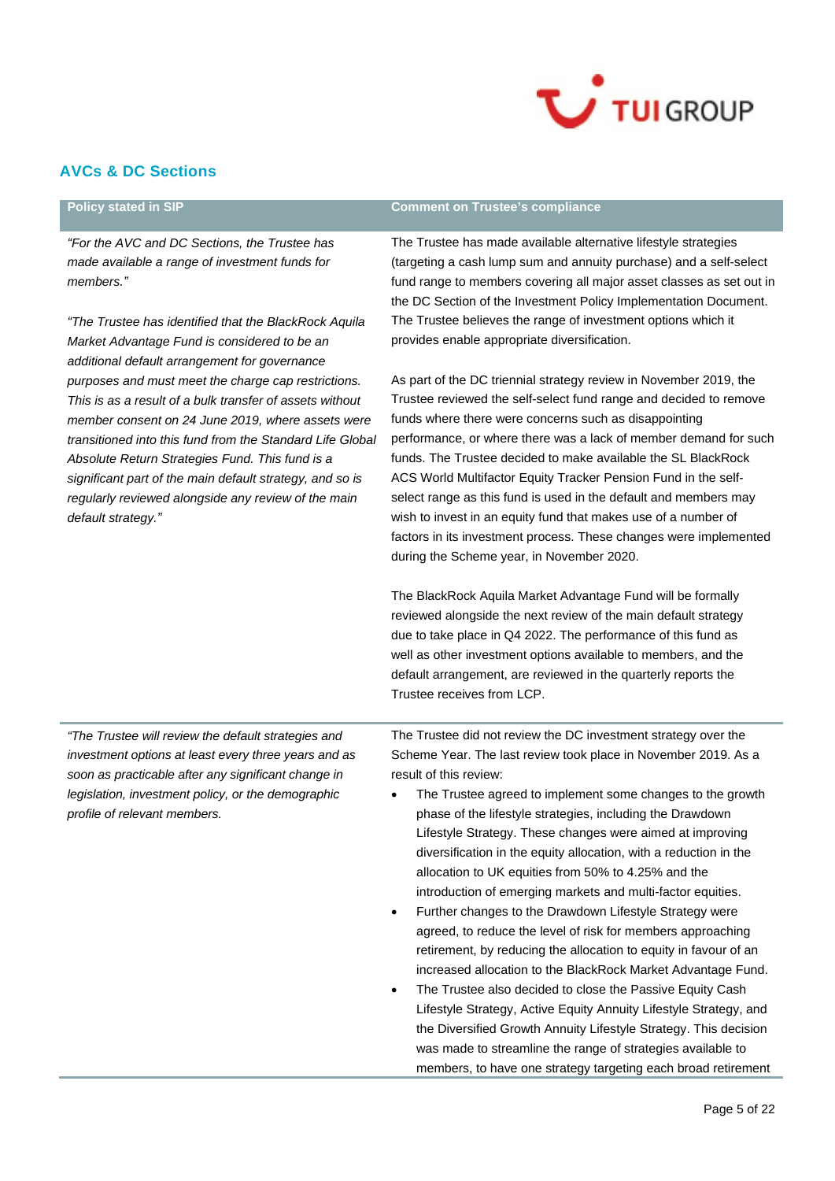## AVCs & DC Sections

| Policy stated in SIP | Comment on Trustee's compliance |
| --- | --- |
| *"For the AVC and DC Sections, the Trustee has made available a range of investment funds for members."*<br><br>*"The Trustee has identified that the BlackRock Aquila Market Advantage Fund is considered to be an additional default arrangement for governance purposes and must meet the charge cap restrictions. This is as a result of a bulk transfer of assets without member consent on 24 June 2019, where assets were transitioned into this fund from the Standard Life Global Absolute Return Strategies Fund. This fund is a significant part of the main default strategy, and so is regularly reviewed alongside any review of the main default strategy."* | The Trustee has made available alternative lifestyle strategies (targeting a cash lump sum and annuity purchase) and a self-select fund range to members covering all major asset classes as set out in the DC Section of the Investment Policy Implementation Document. The Trustee believes the range of investment options which it provides enable appropriate diversification.<br><br>As part of the DC triennial strategy review in November 2019, the Trustee reviewed the self-select fund range and decided to remove funds where there were concerns such as disappointing performance, or where there was a lack of member demand for such funds. The Trustee decided to make available the SL BlackRock ACS World Multifactor Equity Tracker Pension Fund in the self-select range as this fund is used in the default and members may wish to invest in an equity fund that makes use of a number of factors in its investment process. These changes were implemented during the Scheme year, in November 2020.<br><br>The BlackRock Aquila Market Advantage Fund will be formally reviewed alongside the next review of the main default strategy due to take place in Q4 2022. The performance of this fund as well as other investment options available to members, and the default arrangement, are reviewed in the quarterly reports the Trustee receives from LCP. |
| *"The Trustee will review the default strategies and investment options at least every three years and as soon as practicable after any significant change in legislation, investment policy, or the demographic profile of relevant members.* | The Trustee did not review the DC investment strategy over the Scheme Year. The last review took place in November 2019. As a result of this review:<br>• The Trustee agreed to implement some changes to the growth phase of the lifestyle strategies, including the Drawdown Lifestyle Strategy. These changes were aimed at improving diversification in the equity allocation, with a reduction in the allocation to UK equities from 50% to 4.25% and the introduction of emerging markets and multi-factor equities.<br>• Further changes to the Drawdown Lifestyle Strategy were agreed, to reduce the level of risk for members approaching retirement, by reducing the allocation to equity in favour of an increased allocation to the BlackRock Market Advantage Fund.<br>• The Trustee also decided to close the Passive Equity Cash Lifestyle Strategy, Active Equity Annuity Lifestyle Strategy, and the Diversified Growth Annuity Lifestyle Strategy. This decision was made to streamline the range of strategies available to members, to have one strategy targeting each broad retirement |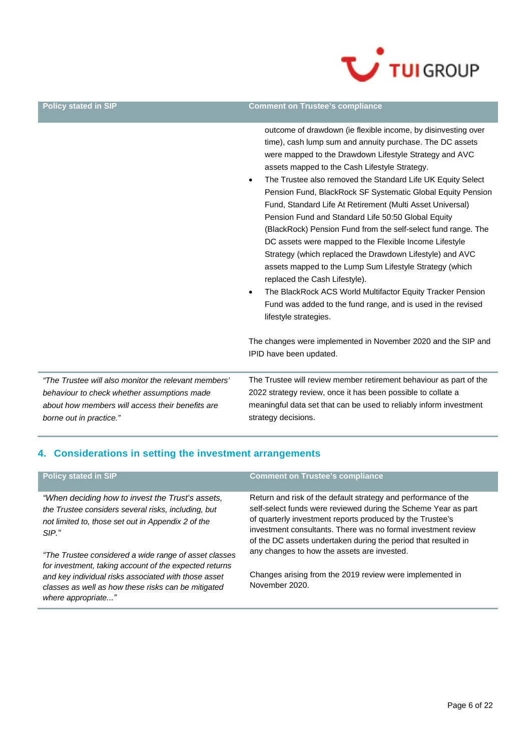| Policy stated in SIP | Comment on Trustee's compliance |
|---|---|
| | outcome of drawdown (ie flexible income, by disinvesting over time), cash lump sum and annuity purchase. The DC assets were mapped to the Drawdown Lifestyle Strategy and AVC assets mapped to the Cash Lifestyle Strategy.<br>• The Trustee also removed the Standard Life UK Equity Select Pension Fund, BlackRock SF Systematic Global Equity Pension Fund, Standard Life At Retirement (Multi Asset Universal) Pension Fund and Standard Life 50:50 Global Equity (BlackRock) Pension Fund from the self-select fund range. The DC assets were mapped to the Flexible Income Lifestyle Strategy (which replaced the Drawdown Lifestyle) and AVC assets mapped to the Lump Sum Lifestyle Strategy (which replaced the Cash Lifestyle).<br>• The BlackRock ACS World Multifactor Equity Tracker Pension Fund was added to the fund range, and is used in the revised lifestyle strategies.<br><br>The changes were implemented in November 2020 and the SIP and IPID have been updated. |
| *"The Trustee will also monitor the relevant members' behaviour to check whether assumptions made about how members will access their benefits are borne out in practice."* | The Trustee will review member retirement behaviour as part of the 2022 strategy review, once it has been possible to collate a meaningful data set that can be used to reliably inform investment strategy decisions. |

## 4. Considerations in setting the investment arrangements

| Policy stated in SIP | Comment on Trustee's compliance |
|---|---|
| *"When deciding how to invest the Trust's assets, the Trustee considers several risks, including, but not limited to, those set out in Appendix 2 of the SIP."*<br><br>*"The Trustee considered a wide range of asset classes for investment, taking account of the expected returns and key individual risks associated with those asset classes as well as how these risks can be mitigated where appropriate..."* | Return and risk of the default strategy and performance of the self-select funds were reviewed during the Scheme Year as part of quarterly investment reports produced by the Trustee's investment consultants. There was no formal investment review of the DC assets undertaken during the period that resulted in any changes to how the assets are invested.<br><br>Changes arising from the 2019 review were implemented in November 2020. |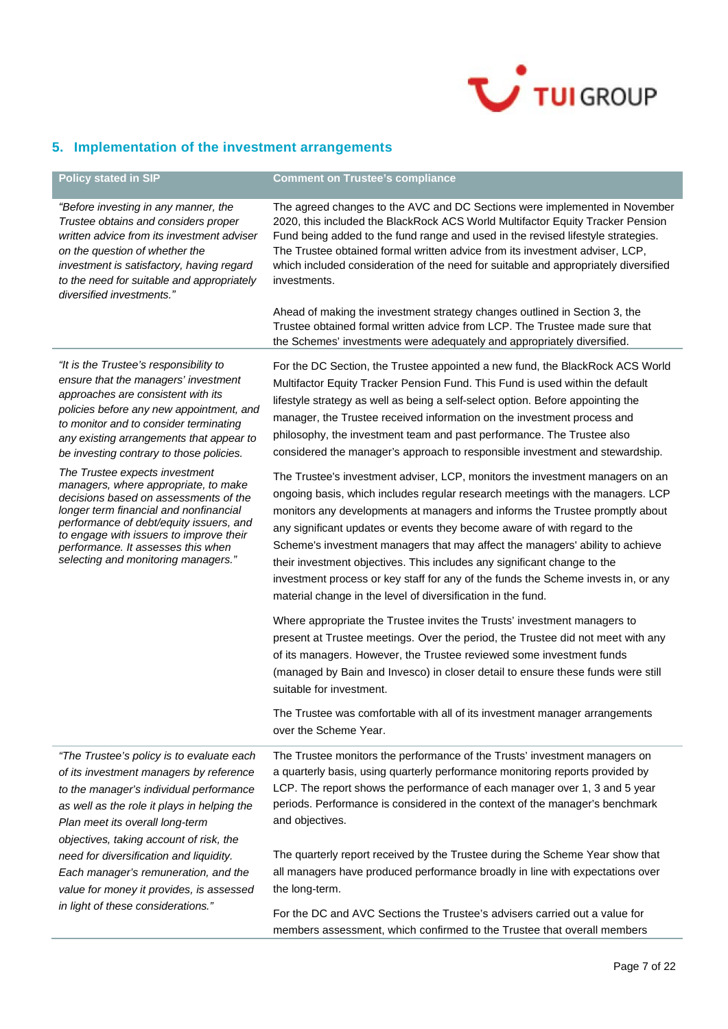## 5. Implementation of the investment arrangements

| Policy stated in SIP | Comment on Trustee's compliance |
|---|---|
| *"Before investing in any manner, the Trustee obtains and considers proper written advice from its investment adviser on the question of whether the investment is satisfactory, having regard to the need for suitable and appropriately diversified investments."* | The agreed changes to the AVC and DC Sections were implemented in November 2020, this included the BlackRock ACS World Multifactor Equity Tracker Pension Fund being added to the fund range and used in the revised lifestyle strategies. The Trustee obtained formal written advice from its investment adviser, LCP, which included consideration of the need for suitable and appropriately diversified investments.<br><br>Ahead of making the investment strategy changes outlined in Section 3, the Trustee obtained formal written advice from LCP. The Trustee made sure that the Schemes' investments were adequately and appropriately diversified. |
| *"It is the Trustee's responsibility to ensure that the managers' investment approaches are consistent with its policies before any new appointment, and to monitor and to consider terminating any existing arrangements that appear to be investing contrary to those policies.*<br><br>*The Trustee expects investment managers, where appropriate, to make decisions based on assessments of the longer term financial and nonfinancial performance of debt/equity issuers, and to engage with issuers to improve their performance. It assesses this when selecting and monitoring managers."* | For the DC Section, the Trustee appointed a new fund, the BlackRock ACS World Multifactor Equity Tracker Pension Fund. This Fund is used within the default lifestyle strategy as well as being a self-select option. Before appointing the manager, the Trustee received information on the investment process and philosophy, the investment team and past performance. The Trustee also considered the manager's approach to responsible investment and stewardship.<br><br>The Trustee's investment adviser, LCP, monitors the investment managers on an ongoing basis, which includes regular research meetings with the managers. LCP monitors any developments at managers and informs the Trustee promptly about any significant updates or events they become aware of with regard to the Scheme's investment managers that may affect the managers' ability to achieve their investment objectives. This includes any significant change to the investment process or key staff for any of the funds the Scheme invests in, or any material change in the level of diversification in the fund.<br><br>Where appropriate the Trustee invites the Trusts' investment managers to present at Trustee meetings. Over the period, the Trustee did not meet with any of its managers. However, the Trustee reviewed some investment funds (managed by Bain and Invesco) in closer detail to ensure these funds were still suitable for investment.<br><br>The Trustee was comfortable with all of its investment manager arrangements over the Scheme Year. |
| *"The Trustee's policy is to evaluate each of its investment managers by reference to the manager's individual performance as well as the role it plays in helping the Plan meet its overall long-term objectives, taking account of risk, the need for diversification and liquidity. Each manager's remuneration, and the value for money it provides, is assessed in light of these considerations."* | The Trustee monitors the performance of the Trusts' investment managers on a quarterly basis, using quarterly performance monitoring reports provided by LCP. The report shows the performance of each manager over 1, 3 and 5 year periods. Performance is considered in the context of the manager's benchmark and objectives.<br><br>The quarterly report received by the Trustee during the Scheme Year show that all managers have produced performance broadly in line with expectations over the long-term.<br><br>For the DC and AVC Sections the Trustee's advisers carried out a value for members assessment, which confirmed to the Trustee that overall members |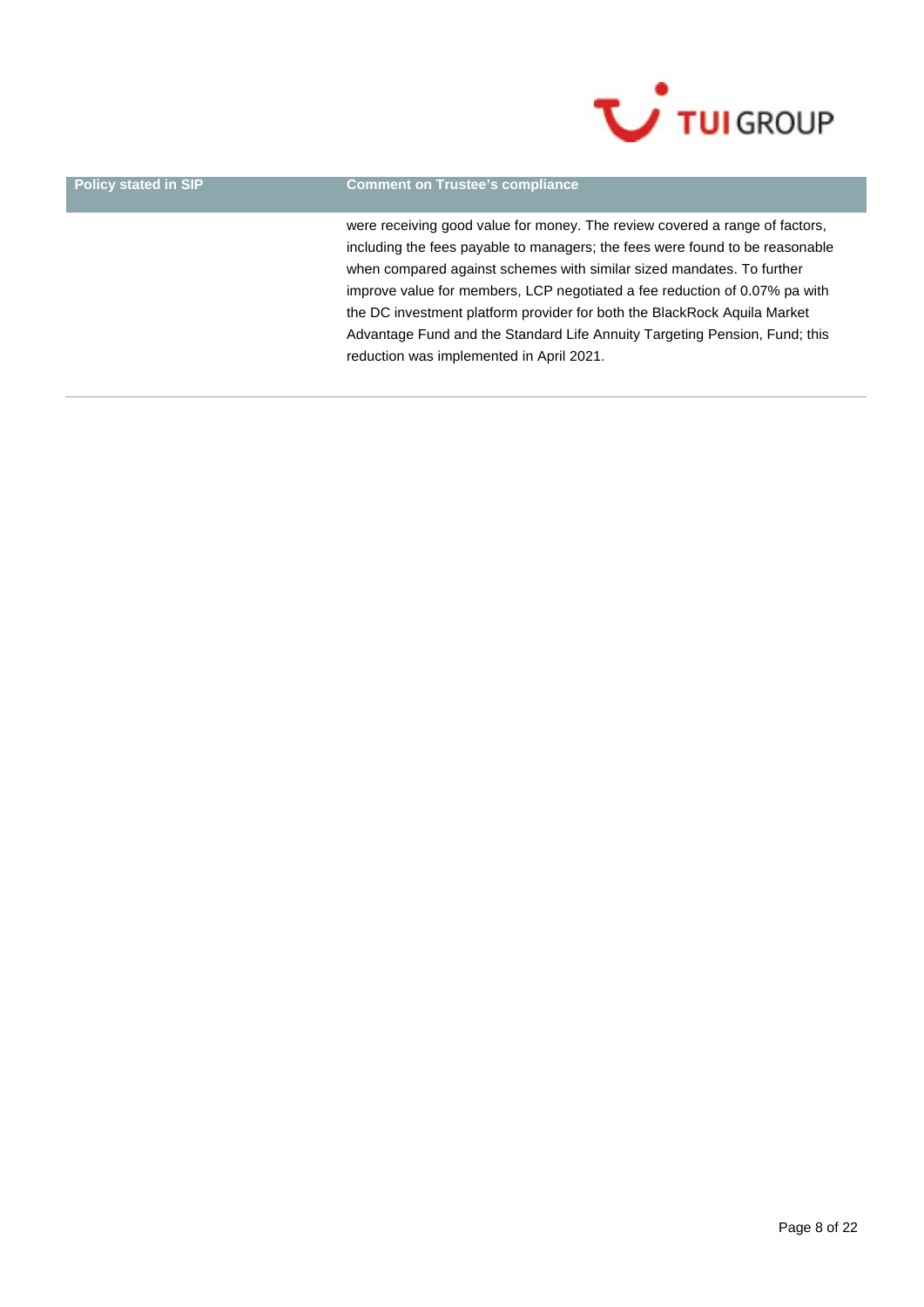| Policy stated in SIP | Comment on Trustee's compliance |
| --- | --- |
| | were receiving good value for money. The review covered a range of factors, including the fees payable to managers; the fees were found to be reasonable when compared against schemes with similar sized mandates. To further improve value for members, LCP negotiated a fee reduction of 0.07% pa with the DC investment platform provider for both the BlackRock Aquila Market Advantage Fund and the Standard Life Annuity Targeting Pension, Fund; this reduction was implemented in April 2021. |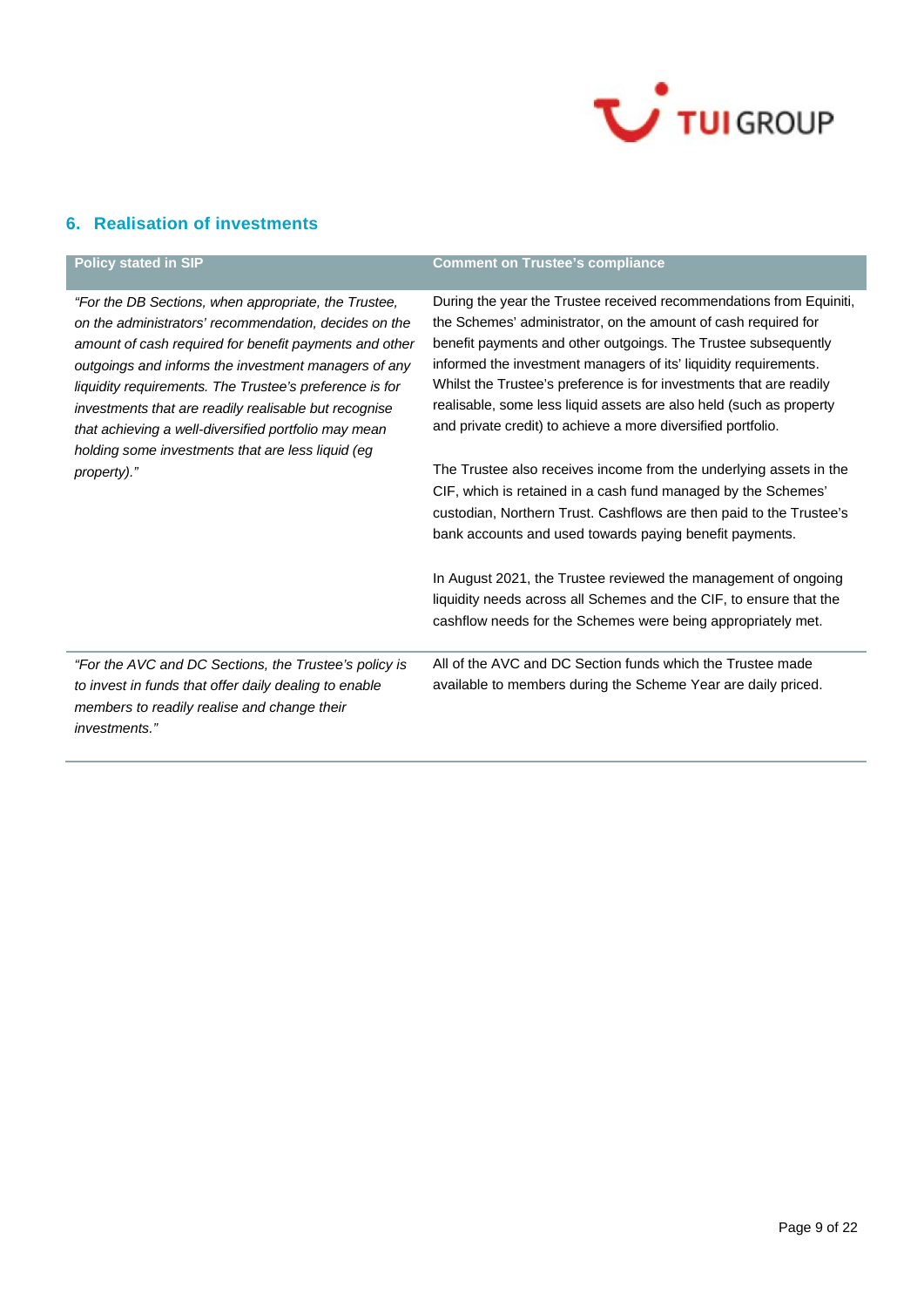## 6. Realisation of investments

| Policy stated in SIP | Comment on Trustee's compliance |
|---|---|
| *"For the DB Sections, when appropriate, the Trustee, on the administrators' recommendation, decides on the amount of cash required for benefit payments and other outgoings and informs the investment managers of any liquidity requirements. The Trustee's preference is for investments that are readily realisable but recognise that achieving a well-diversified portfolio may mean holding some investments that are less liquid (eg property)."* | During the year the Trustee received recommendations from Equiniti, the Schemes' administrator, on the amount of cash required for benefit payments and other outgoings. The Trustee subsequently informed the investment managers of its' liquidity requirements. Whilst the Trustee's preference is for investments that are readily realisable, some less liquid assets are also held (such as property and private credit) to achieve a more diversified portfolio.<br><br>The Trustee also receives income from the underlying assets in the CIF, which is retained in a cash fund managed by the Schemes' custodian, Northern Trust. Cashflows are then paid to the Trustee's bank accounts and used towards paying benefit payments.<br><br>In August 2021, the Trustee reviewed the management of ongoing liquidity needs across all Schemes and the CIF, to ensure that the cashflow needs for the Schemes were being appropriately met. |
| *"For the AVC and DC Sections, the Trustee's policy is to invest in funds that offer daily dealing to enable members to readily realise and change their investments."* | All of the AVC and DC Section funds which the Trustee made available to members during the Scheme Year are daily priced. |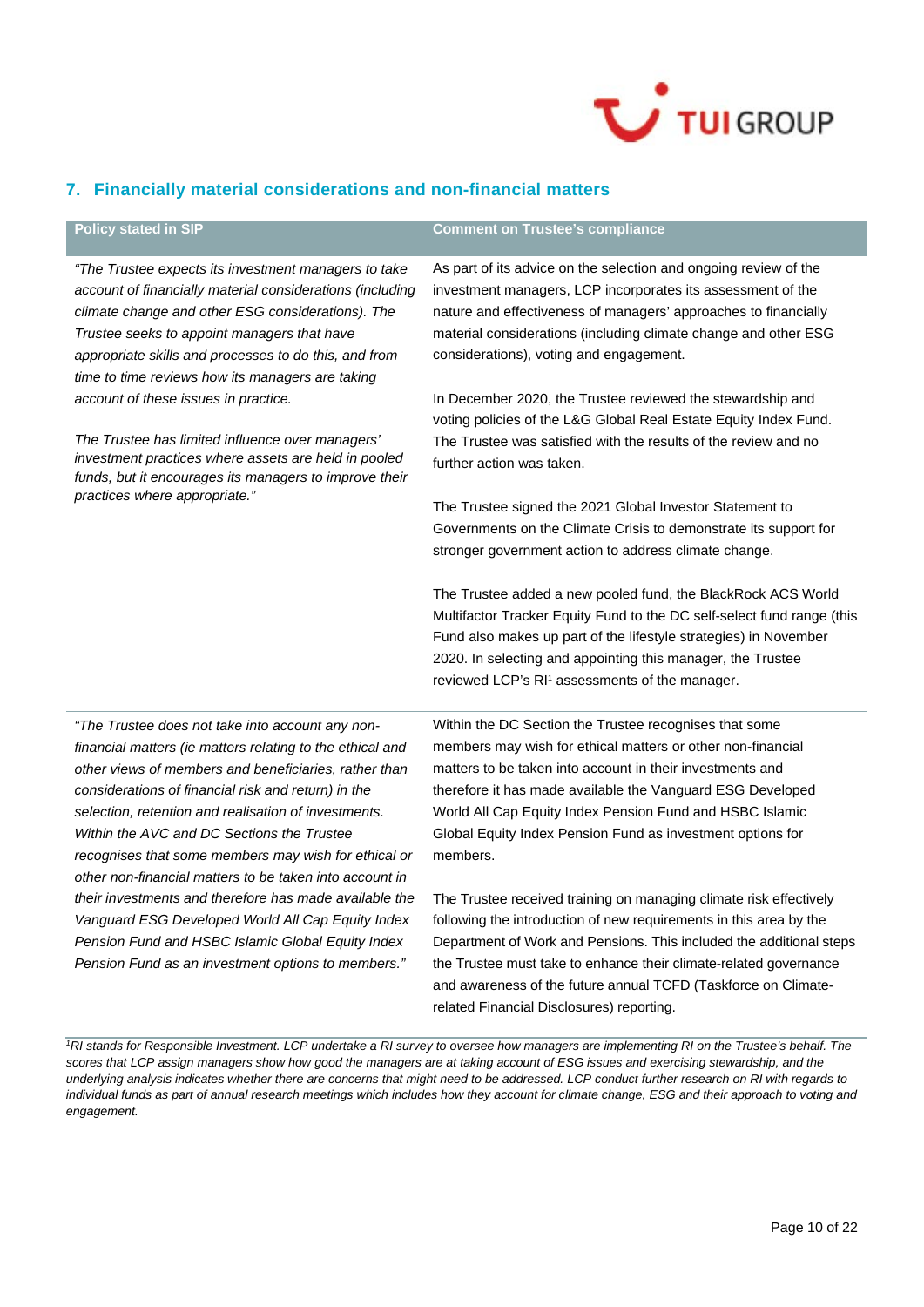## 7. Financially material considerations and non-financial matters

| Policy stated in SIP | Comment on Trustee's compliance |
|---|---|
| *"The Trustee expects its investment managers to take account of financially material considerations (including climate change and other ESG considerations). The Trustee seeks to appoint managers that have appropriate skills and processes to do this, and from time to time reviews how its managers are taking account of these issues in practice.*<br><br>*The Trustee has limited influence over managers' investment practices where assets are held in pooled funds, but it encourages its managers to improve their practices where appropriate."* | As part of its advice on the selection and ongoing review of the investment managers, LCP incorporates its assessment of the nature and effectiveness of managers' approaches to financially material considerations (including climate change and other ESG considerations), voting and engagement.<br><br>In December 2020, the Trustee reviewed the stewardship and voting policies of the L&G Global Real Estate Equity Index Fund. The Trustee was satisfied with the results of the review and no further action was taken.<br><br>The Trustee signed the 2021 Global Investor Statement to Governments on the Climate Crisis to demonstrate its support for stronger government action to address climate change.<br><br>The Trustee added a new pooled fund, the BlackRock ACS World Multifactor Tracker Equity Fund to the DC self-select fund range (this Fund also makes up part of the lifestyle strategies) in November 2020. In selecting and appointing this manager, the Trustee reviewed LCP's RI[1] assessments of the manager. |
| *"The Trustee does not take into account any non-financial matters (ie matters relating to the ethical and other views of members and beneficiaries, rather than considerations of financial risk and return) in the selection, retention and realisation of investments. Within the AVC and DC Sections the Trustee recognises that some members may wish for ethical or other non-financial matters to be taken into account in their investments and therefore has made available the Vanguard ESG Developed World All Cap Equity Index Pension Fund and HSBC Islamic Global Equity Index Pension Fund as an investment options to members."* | Within the DC Section the Trustee recognises that some members may wish for ethical matters or other non-financial matters to be taken into account in their investments and therefore it has made available the Vanguard ESG Developed World All Cap Equity Index Pension Fund and HSBC Islamic Global Equity Index Pension Fund as investment options for members.<br><br>The Trustee received training on managing climate risk effectively following the introduction of new requirements in this area by the Department of Work and Pensions. This included the additional steps the Trustee must take to enhance their climate-related governance and awareness of the future annual TCFD (Taskforce on Climate-related Financial Disclosures) reporting. |

*[1] RI stands for Responsible Investment. LCP undertake a RI survey to oversee how managers are implementing RI on the Trustee's behalf. The scores that LCP assign managers show how good the managers are at taking account of ESG issues and exercising stewardship, and the underlying analysis indicates whether there are concerns that might need to be addressed. LCP conduct further research on RI with regards to individual funds as part of annual research meetings which includes how they account for climate change, ESG and their approach to voting and engagement.*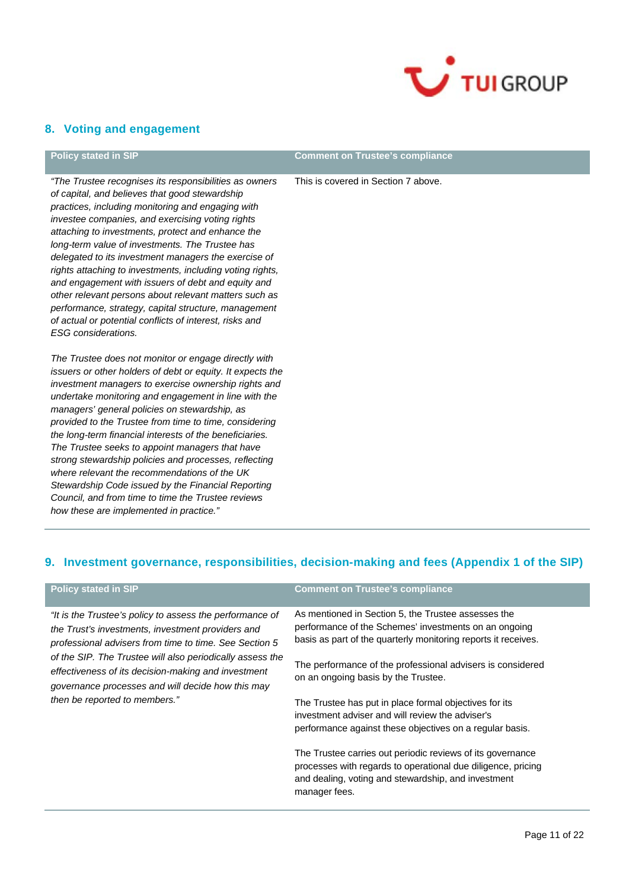## 8. Voting and engagement

| Policy stated in SIP | Comment on Trustee's compliance |
|---|---|
| *"The Trustee recognises its responsibilities as owners of capital, and believes that good stewardship practices, including monitoring and engaging with investee companies, and exercising voting rights attaching to investments, protect and enhance the long-term value of investments. The Trustee has delegated to its investment managers the exercise of rights attaching to investments, including voting rights, and engagement with issuers of debt and equity and other relevant persons about relevant matters such as performance, strategy, capital structure, management of actual or potential conflicts of interest, risks and ESG considerations.*<br><br>*The Trustee does not monitor or engage directly with issuers or other holders of debt or equity. It expects the investment managers to exercise ownership rights and undertake monitoring and engagement in line with the managers' general policies on stewardship, as provided to the Trustee from time to time, considering the long-term financial interests of the beneficiaries. The Trustee seeks to appoint managers that have strong stewardship policies and processes, reflecting where relevant the recommendations of the UK Stewardship Code issued by the Financial Reporting Council, and from time to time the Trustee reviews how these are implemented in practice."* | This is covered in Section 7 above. |

## 9. Investment governance, responsibilities, decision-making and fees (Appendix 1 of the SIP)

| Policy stated in SIP | Comment on Trustee's compliance |
|---|---|
| *"It is the Trustee's policy to assess the performance of the Trust's investments, investment providers and professional advisers from time to time. See Section 5 of the SIP. The Trustee will also periodically assess the effectiveness of its decision-making and investment governance processes and will decide how this may then be reported to members."* | As mentioned in Section 5, the Trustee assesses the performance of the Schemes' investments on an ongoing basis as part of the quarterly monitoring reports it receives.<br><br>The performance of the professional advisers is considered on an ongoing basis by the Trustee.<br><br>The Trustee has put in place formal objectives for its investment adviser and will review the adviser's performance against these objectives on a regular basis.<br><br>The Trustee carries out periodic reviews of its governance processes with regards to operational due diligence, pricing and dealing, voting and stewardship, and investment manager fees. |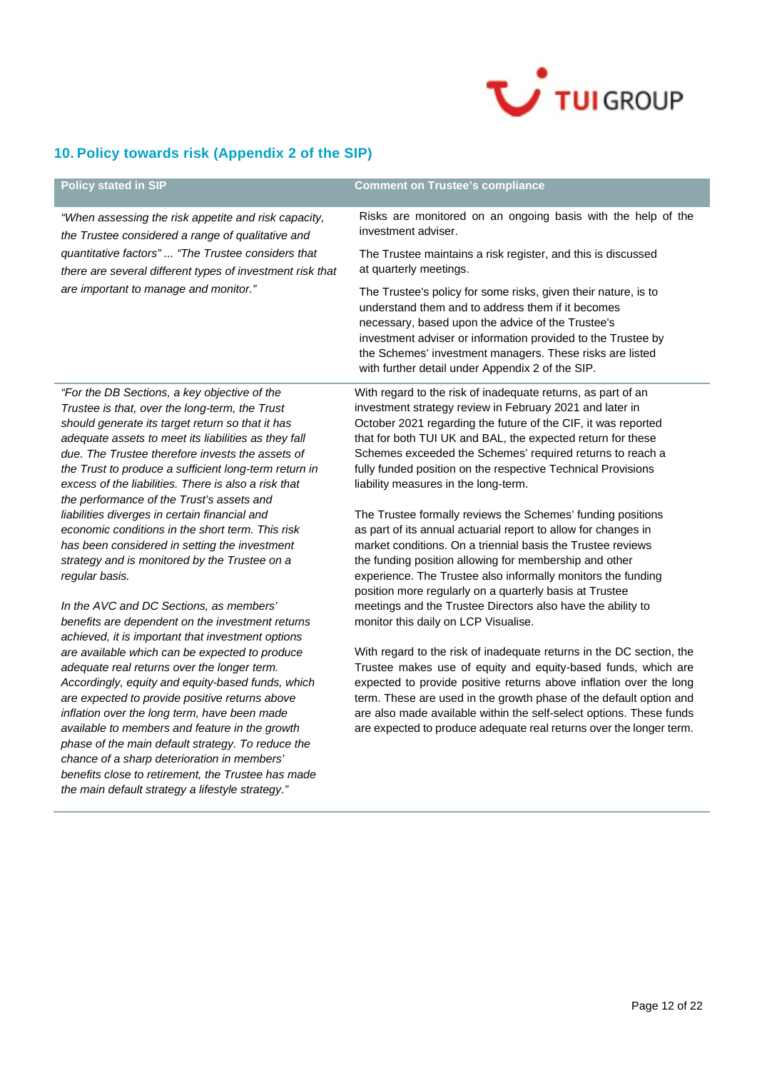## 10. Policy towards risk (Appendix 2 of the SIP)

| Policy stated in SIP | Comment on Trustee's compliance |
|---|---|
| *"When assessing the risk appetite and risk capacity, the Trustee considered a range of qualitative and quantitative factors" ... "The Trustee considers that there are several different types of investment risk that are important to manage and monitor."* | Risks are monitored on an ongoing basis with the help of the investment adviser.<br><br>The Trustee maintains a risk register, and this is discussed at quarterly meetings.<br><br>The Trustee's policy for some risks, given their nature, is to understand them and to address them if it becomes necessary, based upon the advice of the Trustee's investment adviser or information provided to the Trustee by the Schemes' investment managers. These risks are listed with further detail under Appendix 2 of the SIP. |
| *"For the DB Sections, a key objective of the Trustee is that, over the long-term, the Trust should generate its target return so that it has adequate assets to meet its liabilities as they fall due. The Trustee therefore invests the assets of the Trust to produce a sufficient long-term return in excess of the liabilities. There is also a risk that the performance of the Trust's assets and liabilities diverges in certain financial and economic conditions in the short term. This risk has been considered in setting the investment strategy and is monitored by the Trustee on a regular basis.*<br><br>*In the AVC and DC Sections, as members' benefits are dependent on the investment returns achieved, it is important that investment options are available which can be expected to produce adequate real returns over the longer term. Accordingly, equity and equity-based funds, which are expected to provide positive returns above inflation over the long term, have been made available to members and feature in the growth phase of the main default strategy. To reduce the chance of a sharp deterioration in members' benefits close to retirement, the Trustee has made the main default strategy a lifestyle strategy."* | With regard to the risk of inadequate returns, as part of an investment strategy review in February 2021 and later in October 2021 regarding the future of the CIF, it was reported that for both TUI UK and BAL, the expected return for these Schemes exceeded the Schemes' required returns to reach a fully funded position on the respective Technical Provisions liability measures in the long-term.<br><br>The Trustee formally reviews the Schemes' funding positions as part of its annual actuarial report to allow for changes in market conditions. On a triennial basis the Trustee reviews the funding position allowing for membership and other experience. The Trustee also informally monitors the funding position more regularly on a quarterly basis at Trustee meetings and the Trustee Directors also have the ability to monitor this daily on LCP Visualise.<br><br>With regard to the risk of inadequate returns in the DC section, the Trustee makes use of equity and equity-based funds, which are expected to provide positive returns above inflation over the long term. These are used in the growth phase of the default option and are also made available within the self-select options. These funds are expected to produce adequate real returns over the longer term. |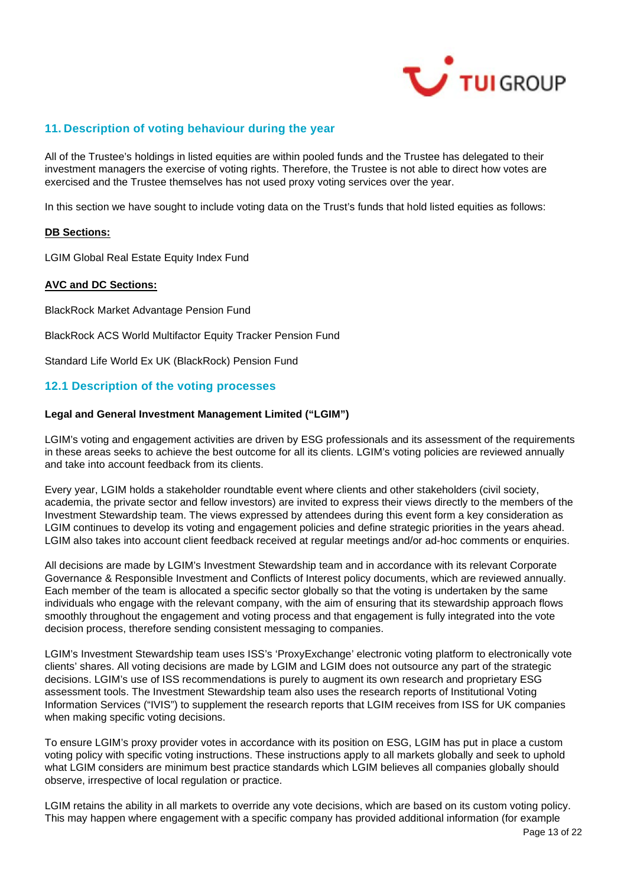## 11. Description of voting behaviour during the year

All of the Trustee's holdings in listed equities are within pooled funds and the Trustee has delegated to their investment managers the exercise of voting rights. Therefore, the Trustee is not able to direct how votes are exercised and the Trustee themselves has not used proxy voting services over the year.

In this section we have sought to include voting data on the Trust's funds that hold listed equities as follows:

**DB Sections:**

LGIM Global Real Estate Equity Index Fund

**AVC and DC Sections:**

BlackRock Market Advantage Pension Fund

BlackRock ACS World Multifactor Equity Tracker Pension Fund

Standard Life World Ex UK (BlackRock) Pension Fund

## 12.1 Description of the voting processes

**Legal and General Investment Management Limited ("LGIM")**

LGIM's voting and engagement activities are driven by ESG professionals and its assessment of the requirements in these areas seeks to achieve the best outcome for all its clients. LGIM's voting policies are reviewed annually and take into account feedback from its clients.

Every year, LGIM holds a stakeholder roundtable event where clients and other stakeholders (civil society, academia, the private sector and fellow investors) are invited to express their views directly to the members of the Investment Stewardship team. The views expressed by attendees during this event form a key consideration as LGIM continues to develop its voting and engagement policies and define strategic priorities in the years ahead. LGIM also takes into account client feedback received at regular meetings and/or ad-hoc comments or enquiries.

All decisions are made by LGIM's Investment Stewardship team and in accordance with its relevant Corporate Governance & Responsible Investment and Conflicts of Interest policy documents, which are reviewed annually. Each member of the team is allocated a specific sector globally so that the voting is undertaken by the same individuals who engage with the relevant company, with the aim of ensuring that its stewardship approach flows smoothly throughout the engagement and voting process and that engagement is fully integrated into the vote decision process, therefore sending consistent messaging to companies.

LGIM's Investment Stewardship team uses ISS's 'ProxyExchange' electronic voting platform to electronically vote clients' shares. All voting decisions are made by LGIM and LGIM does not outsource any part of the strategic decisions. LGIM's use of ISS recommendations is purely to augment its own research and proprietary ESG assessment tools. The Investment Stewardship team also uses the research reports of Institutional Voting Information Services ("IVIS") to supplement the research reports that LGIM receives from ISS for UK companies when making specific voting decisions.

To ensure LGIM's proxy provider votes in accordance with its position on ESG, LGIM has put in place a custom voting policy with specific voting instructions. These instructions apply to all markets globally and seek to uphold what LGIM considers are minimum best practice standards which LGIM believes all companies globally should observe, irrespective of local regulation or practice.

LGIM retains the ability in all markets to override any vote decisions, which are based on its custom voting policy. This may happen where engagement with a specific company has provided additional information (for example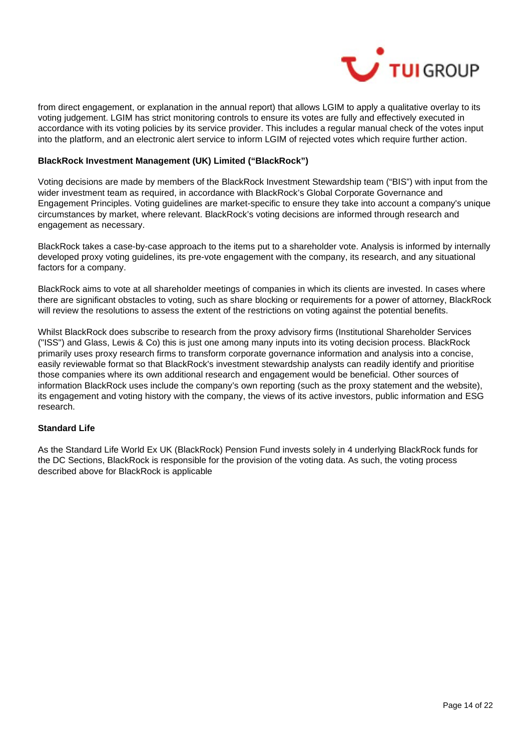from direct engagement, or explanation in the annual report) that allows LGIM to apply a qualitative overlay to its voting judgement. LGIM has strict monitoring controls to ensure its votes are fully and effectively executed in accordance with its voting policies by its service provider. This includes a regular manual check of the votes input into the platform, and an electronic alert service to inform LGIM of rejected votes which require further action.

**BlackRock Investment Management (UK) Limited ("BlackRock")**

Voting decisions are made by members of the BlackRock Investment Stewardship team ("BIS") with input from the wider investment team as required, in accordance with BlackRock's Global Corporate Governance and Engagement Principles. Voting guidelines are market-specific to ensure they take into account a company's unique circumstances by market, where relevant. BlackRock's voting decisions are informed through research and engagement as necessary.

BlackRock takes a case-by-case approach to the items put to a shareholder vote. Analysis is informed by internally developed proxy voting guidelines, its pre-vote engagement with the company, its research, and any situational factors for a company.

BlackRock aims to vote at all shareholder meetings of companies in which its clients are invested. In cases where there are significant obstacles to voting, such as share blocking or requirements for a power of attorney, BlackRock will review the resolutions to assess the extent of the restrictions on voting against the potential benefits.

Whilst BlackRock does subscribe to research from the proxy advisory firms (Institutional Shareholder Services ("ISS") and Glass, Lewis & Co) this is just one among many inputs into its voting decision process. BlackRock primarily uses proxy research firms to transform corporate governance information and analysis into a concise, easily reviewable format so that BlackRock's investment stewardship analysts can readily identify and prioritise those companies where its own additional research and engagement would be beneficial. Other sources of information BlackRock uses include the company's own reporting (such as the proxy statement and the website), its engagement and voting history with the company, the views of its active investors, public information and ESG research.

**Standard Life**

As the Standard Life World Ex UK (BlackRock) Pension Fund invests solely in 4 underlying BlackRock funds for the DC Sections, BlackRock is responsible for the provision of the voting data. As such, the voting process described above for BlackRock is applicable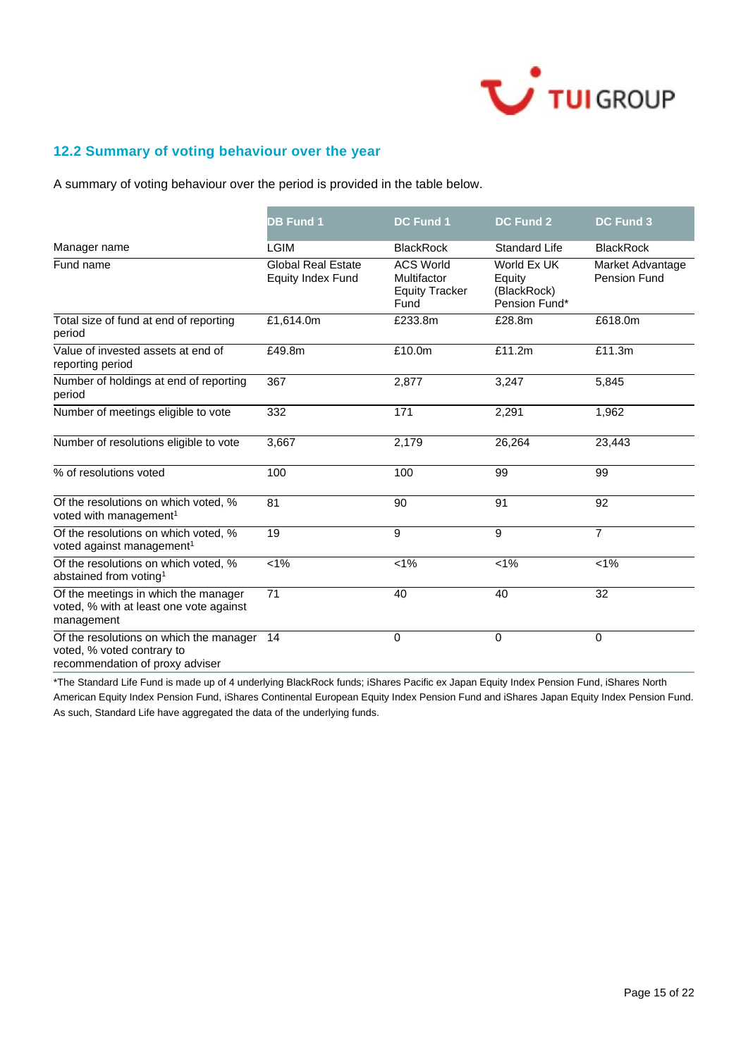## 12.2 Summary of voting behaviour over the year

A summary of voting behaviour over the period is provided in the table below.

| | DB Fund 1 | DC Fund 1 | DC Fund 2 | DC Fund 3 |
|---|---|---|---|---|
| Manager name | LGIM | BlackRock | Standard Life | BlackRock |
| Fund name | Global Real Estate Equity Index Fund | ACS World Multifactor Equity Tracker Fund | World Ex UK Equity (BlackRock) Pension Fund* | Market Advantage Pension Fund |
| Total size of fund at end of reporting period | £1,614.0m | £233.8m | £28.8m | £618.0m |
| Value of invested assets at end of reporting period | £49.8m | £10.0m | £11.2m | £11.3m |
| Number of holdings at end of reporting period | 367 | 2,877 | 3,247 | 5,845 |
| Number of meetings eligible to vote | 332 | 171 | 2,291 | 1,962 |
| Number of resolutions eligible to vote | 3,667 | 2,179 | 26,264 | 23,443 |
| % of resolutions voted | 100 | 100 | 99 | 99 |
| Of the resolutions on which voted, % voted with management[1] | 81 | 90 | 91 | 92 |
| Of the resolutions on which voted, % voted against management[1] | 19 | 9 | 9 | 7 |
| Of the resolutions on which voted, % abstained from voting[1] | <1% | <1% | <1% | <1% |
| Of the meetings in which the manager voted, % with at least one vote against management | 71 | 40 | 40 | 32 |
| Of the resolutions on which the manager voted, % voted contrary to recommendation of proxy adviser | 14 | 0 | 0 | 0 |

*The Standard Life Fund is made up of 4 underlying BlackRock funds; iShares Pacific ex Japan Equity Index Pension Fund, iShares North American Equity Index Pension Fund, iShares Continental European Equity Index Pension Fund and iShares Japan Equity Index Pension Fund. As such, Standard Life have aggregated the data of the underlying funds.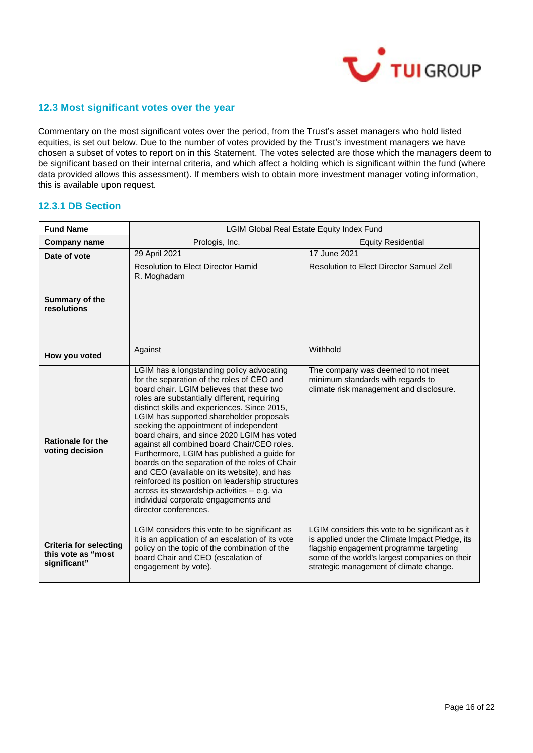## 12.3 Most significant votes over the year

Commentary on the most significant votes over the period, from the Trust's asset managers who hold listed equities, is set out below. Due to the number of votes provided by the Trust's investment managers we have chosen a subset of votes to report on in this Statement. The votes selected are those which the managers deem to be significant based on their internal criteria, and which affect a holding which is significant within the fund (where data provided allows this assessment). If members wish to obtain more investment manager voting information, this is available upon request.

### 12.3.1 DB Section

| **Fund Name** | LGIM Global Real Estate Equity Index Fund | |
|---|---|---|
| **Company name** | Prologis, Inc. | Equity Residential |
| **Date of vote** | 29 April 2021 | 17 June 2021 |
| **Summary of the resolutions** | Resolution to Elect Director Hamid R. Moghadam | Resolution to Elect Director Samuel Zell |
| **How you voted** | Against | Withhold |
| **Rationale for the voting decision** | LGIM has a longstanding policy advocating for the separation of the roles of CEO and board chair. LGIM believes that these two roles are substantially different, requiring distinct skills and experiences. Since 2015, LGIM has supported shareholder proposals seeking the appointment of independent board chairs, and since 2020 LGIM has voted against all combined board Chair/CEO roles. Furthermore, LGIM has published a guide for boards on the separation of the roles of Chair and CEO (available on its website), and has reinforced its position on leadership structures across its stewardship activities – e.g. via individual corporate engagements and director conferences. | The company was deemed to not meet minimum standards with regards to climate risk management and disclosure. |
| **Criteria for selecting this vote as "most significant"** | LGIM considers this vote to be significant as it is an application of an escalation of its vote policy on the topic of the combination of the board Chair and CEO (escalation of engagement by vote). | LGIM considers this vote to be significant as it is applied under the Climate Impact Pledge, its flagship engagement programme targeting some of the world's largest companies on their strategic management of climate change. |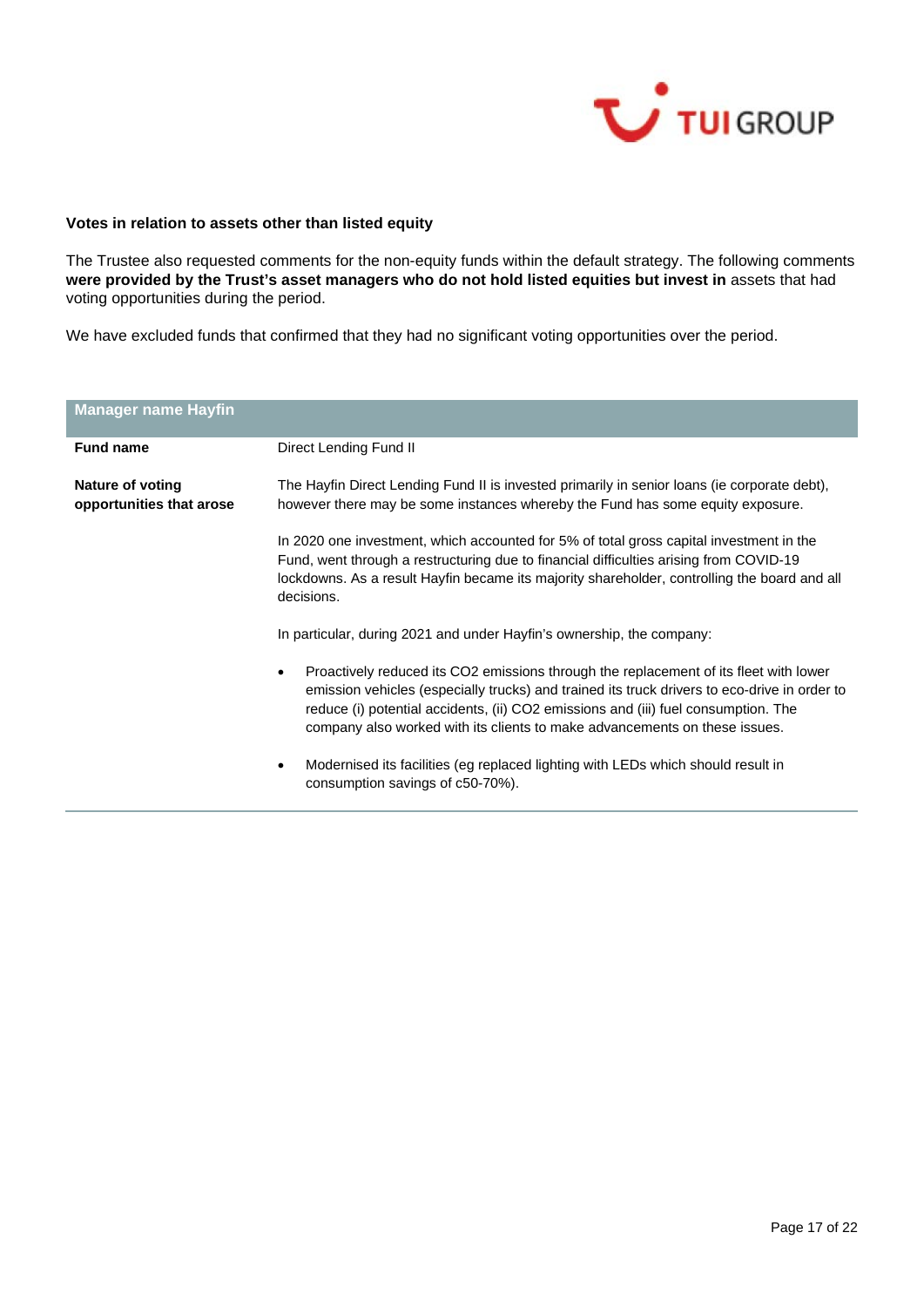### Votes in relation to assets other than listed equity

The Trustee also requested comments for the non-equity funds within the default strategy. The following comments **were provided by the Trust's asset managers who do not hold listed equities but invest in** assets that had voting opportunities during the period.

We have excluded funds that confirmed that they had no significant voting opportunities over the period.

| **Manager name Hayfin** | |
|---|---|
| **Fund name** | Direct Lending Fund II |
| **Nature of voting opportunities that arose** | The Hayfin Direct Lending Fund II is invested primarily in senior loans (ie corporate debt), however there may be some instances whereby the Fund has some equity exposure.<br><br>In 2020 one investment, which accounted for 5% of total gross capital investment in the Fund, went through a restructuring due to financial difficulties arising from COVID-19 lockdowns. As a result Hayfin became its majority shareholder, controlling the board and all decisions.<br><br>In particular, during 2021 and under Hayfin's ownership, the company:<br><br>• Proactively reduced its $CO_2$ emissions through the replacement of its fleet with lower emission vehicles (especially trucks) and trained its truck drivers to eco-drive in order to reduce (i) potential accidents, (ii) $CO_2$ emissions and (iii) fuel consumption. The company also worked with its clients to make advancements on these issues.<br><br>• Modernised its facilities (eg replaced lighting with LEDs which should result in consumption savings of c50-70%). |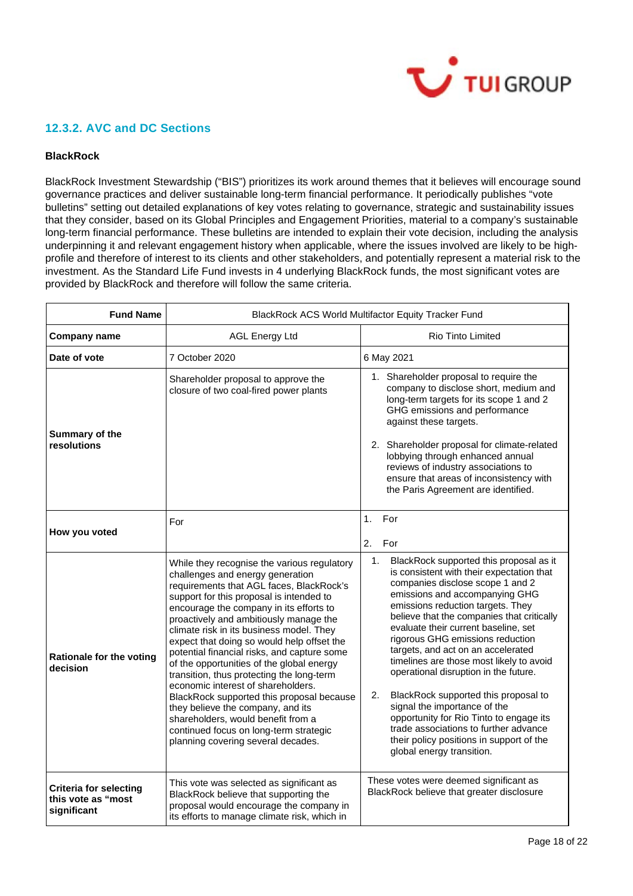### 12.3.2. AVC and DC Sections

**BlackRock**

BlackRock Investment Stewardship ("BIS") prioritizes its work around themes that it believes will encourage sound governance practices and deliver sustainable long-term financial performance. It periodically publishes "vote bulletins" setting out detailed explanations of key votes relating to governance, strategic and sustainability issues that they consider, based on its Global Principles and Engagement Priorities, material to a company's sustainable long-term financial performance. These bulletins are intended to explain their vote decision, including the analysis underpinning it and relevant engagement history when applicable, where the issues involved are likely to be high-profile and therefore of interest to its clients and other stakeholders, and potentially represent a material risk to the investment. As the Standard Life Fund invests in 4 underlying BlackRock funds, the most significant votes are provided by BlackRock and therefore will follow the same criteria.

| **Fund Name** | BlackRock ACS World Multifactor Equity Tracker Fund | |
|---|---|---|
| **Company name** | AGL Energy Ltd | Rio Tinto Limited |
| **Date of vote** | 7 October 2020 | 6 May 2021 |
| **Summary of the resolutions** | Shareholder proposal to approve the closure of two coal-fired power plants | 1. Shareholder proposal to require the company to disclose short, medium and long-term targets for its scope 1 and 2 GHG emissions and performance against these targets.<br><br>2. Shareholder proposal for climate-related lobbying through enhanced annual reviews of industry associations to ensure that areas of inconsistency with the Paris Agreement are identified. |
| **How you voted** | For | 1. For<br><br>2. For |
| **Rationale for the voting decision** | While they recognise the various regulatory challenges and energy generation requirements that AGL faces, BlackRock's support for this proposal is intended to encourage the company in its efforts to proactively and ambitiously manage the climate risk in its business model. They expect that doing so would help offset the potential financial risks, and capture some of the opportunities of the global energy transition, thus protecting the long-term economic interest of shareholders. BlackRock supported this proposal because they believe the company, and its shareholders, would benefit from a continued focus on long-term strategic planning covering several decades. | 1. BlackRock supported this proposal as it is consistent with their expectation that companies disclose scope 1 and 2 emissions and accompanying GHG emissions reduction targets. They believe that the companies that critically evaluate their current baseline, set rigorous GHG emissions reduction targets, and act on an accelerated timelines are those most likely to avoid operational disruption in the future.<br><br>2. BlackRock supported this proposal to signal the importance of the opportunity for Rio Tinto to engage its trade associations to further advance their policy positions in support of the global energy transition. |
| **Criteria for selecting this vote as "most significant** | This vote was selected as significant as BlackRock believe that supporting the proposal would encourage the company in its efforts to manage climate risk, which in | These votes were deemed significant as BlackRock believe that greater disclosure |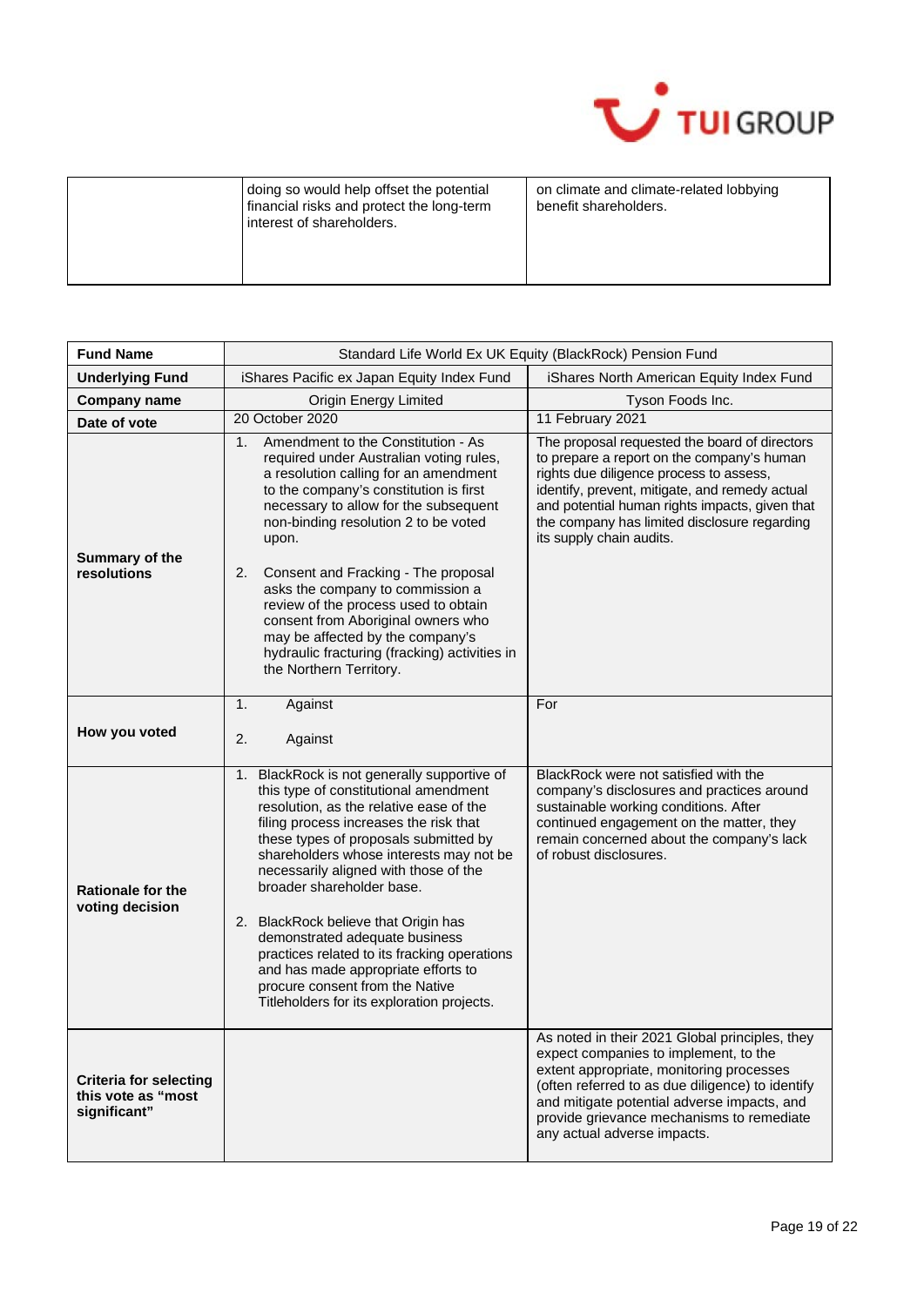| | | |
|---|---|---|
| | doing so would help offset the potential financial risks and protect the long-term interest of shareholders. | on climate and climate-related lobbying benefit shareholders. |

| **Fund Name** | Standard Life World Ex UK Equity (BlackRock) Pension Fund | |
|---|---|---|
| **Underlying Fund** | iShares Pacific ex Japan Equity Index Fund | iShares North American Equity Index Fund |
| **Company name** | Origin Energy Limited | Tyson Foods Inc. |
| **Date of vote** | 20 October 2020 | 11 February 2021 |
| **Summary of the resolutions** | 1. Amendment to the Constitution - As required under Australian voting rules, a resolution calling for an amendment to the company's constitution is first necessary to allow for the subsequent non-binding resolution 2 to be voted upon.<br><br>2. Consent and Fracking - The proposal asks the company to commission a review of the process used to obtain consent from Aboriginal owners who may be affected by the company's hydraulic fracturing (fracking) activities in the Northern Territory. | The proposal requested the board of directors to prepare a report on the company's human rights due diligence process to assess, identify, prevent, mitigate, and remedy actual and potential human rights impacts, given that the company has limited disclosure regarding its supply chain audits. |
| **How you voted** | 1. Against<br><br>2. Against | For |
| **Rationale for the voting decision** | 1. BlackRock is not generally supportive of this type of constitutional amendment resolution, as the relative ease of the filing process increases the risk that these types of proposals submitted by shareholders whose interests may not be necessarily aligned with those of the broader shareholder base.<br><br>2. BlackRock believe that Origin has demonstrated adequate business practices related to its fracking operations and has made appropriate efforts to procure consent from the Native Titleholders for its exploration projects. | BlackRock were not satisfied with the company's disclosures and practices around sustainable working conditions. After continued engagement on the matter, they remain concerned about the company's lack of robust disclosures. |
| **Criteria for selecting this vote as "most significant"** | | As noted in their 2021 Global principles, they expect companies to implement, to the extent appropriate, monitoring processes (often referred to as due diligence) to identify and mitigate potential adverse impacts, and provide grievance mechanisms to remediate any actual adverse impacts. |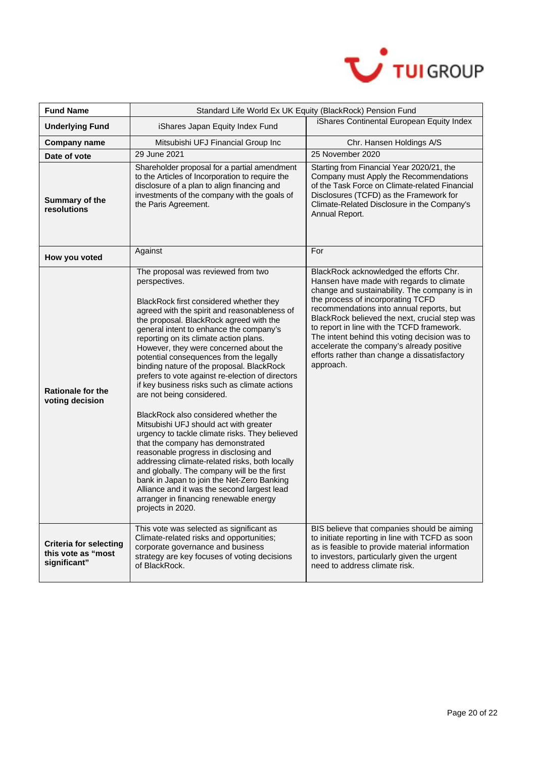| **Fund Name** | Standard Life World Ex UK Equity (BlackRock) Pension Fund | |
|---|---|---|
| **Underlying Fund** | iShares Japan Equity Index Fund | iShares Continental European Equity Index |
| **Company name** | Mitsubishi UFJ Financial Group Inc | Chr. Hansen Holdings A/S |
| **Date of vote** | 29 June 2021 | 25 November 2020 |
| **Summary of the resolutions** | Shareholder proposal for a partial amendment to the Articles of Incorporation to require the disclosure of a plan to align financing and investments of the company with the goals of the Paris Agreement. | Starting from Financial Year 2020/21, the Company must Apply the Recommendations of the Task Force on Climate-related Financial Disclosures (TCFD) as the Framework for Climate-Related Disclosure in the Company's Annual Report. |
| **How you voted** | Against | For |
| **Rationale for the voting decision** | The proposal was reviewed from two perspectives.<br><br>BlackRock first considered whether they agreed with the spirit and reasonableness of the proposal. BlackRock agreed with the general intent to enhance the company's reporting on its climate action plans. However, they were concerned about the potential consequences from the legally binding nature of the proposal. BlackRock prefers to vote against re-election of directors if key business risks such as climate actions are not being considered.<br><br>BlackRock also considered whether the Mitsubishi UFJ should act with greater urgency to tackle climate risks. They believed that the company has demonstrated reasonable progress in disclosing and addressing climate-related risks, both locally and globally. The company will be the first bank in Japan to join the Net-Zero Banking Alliance and it was the second largest lead arranger in financing renewable energy projects in 2020. | BlackRock acknowledged the efforts Chr. Hansen have made with regards to climate change and sustainability. The company is in the process of incorporating TCFD recommendations into annual reports, but BlackRock believed the next, crucial step was to report in line with the TCFD framework. The intent behind this voting decision was to accelerate the company's already positive efforts rather than change a dissatisfactory approach. |
| **Criteria for selecting this vote as "most significant"** | This vote was selected as significant as Climate-related risks and opportunities; corporate governance and business strategy are key focuses of voting decisions of BlackRock. | BIS believe that companies should be aiming to initiate reporting in line with TCFD as soon as is feasible to provide material information to investors, particularly given the urgent need to address climate risk. |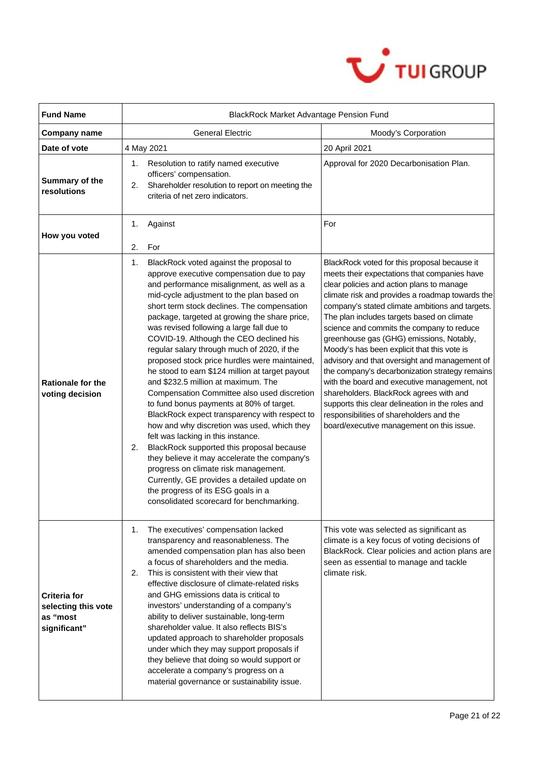| Fund Name | BlackRock Market Advantage Pension Fund | |
|---|---|---|
| **Company name** | General Electric | Moody's Corporation |
| **Date of vote** | 4 May 2021 | 20 April 2021 |
| **Summary of the resolutions** | 1. Resolution to ratify named executive officers' compensation.<br>2. Shareholder resolution to report on meeting the criteria of net zero indicators. | Approval for 2020 Decarbonisation Plan. |
| **How you voted** | 1. Against<br>2. For | For |
| **Rationale for the voting decision** | 1. BlackRock voted against the proposal to approve executive compensation due to pay and performance misalignment, as well as a mid-cycle adjustment to the plan based on short term stock declines. The compensation package, targeted at growing the share price, was revised following a large fall due to COVID-19. Although the CEO declined his regular salary through much of 2020, if the proposed stock price hurdles were maintained, he stood to earn $124 million at target payout and $232.5 million at maximum. The Compensation Committee also used discretion to fund bonus payments at 80% of target. BlackRock expect transparency with respect to how and why discretion was used, which they felt was lacking in this instance.<br>2. BlackRock supported this proposal because they believe it may accelerate the company's progress on climate risk management. Currently, GE provides a detailed update on the progress of its ESG goals in a consolidated scorecard for benchmarking. | BlackRock voted for this proposal because it meets their expectations that companies have clear policies and action plans to manage climate risk and provides a roadmap towards the company's stated climate ambitions and targets. The plan includes targets based on climate science and commits the company to reduce greenhouse gas (GHG) emissions, Notably, Moody's has been explicit that this vote is advisory and that oversight and management of the company's decarbonization strategy remains with the board and executive management, not shareholders. BlackRock agrees with and supports this clear delineation in the roles and responsibilities of shareholders and the board/executive management on this issue. |
| **Criteria for selecting this vote as "most significant"** | 1. The executives' compensation lacked transparency and reasonableness. The amended compensation plan has also been a focus of shareholders and the media.<br>2. This is consistent with their view that effective disclosure of climate-related risks and GHG emissions data is critical to investors' understanding of a company's ability to deliver sustainable, long-term shareholder value. It also reflects BIS's updated approach to shareholder proposals under which they may support proposals if they believe that doing so would support or accelerate a company's progress on a material governance or sustainability issue. | This vote was selected as significant as climate is a key focus of voting decisions of BlackRock. Clear policies and action plans are seen as essential to manage and tackle climate risk. |